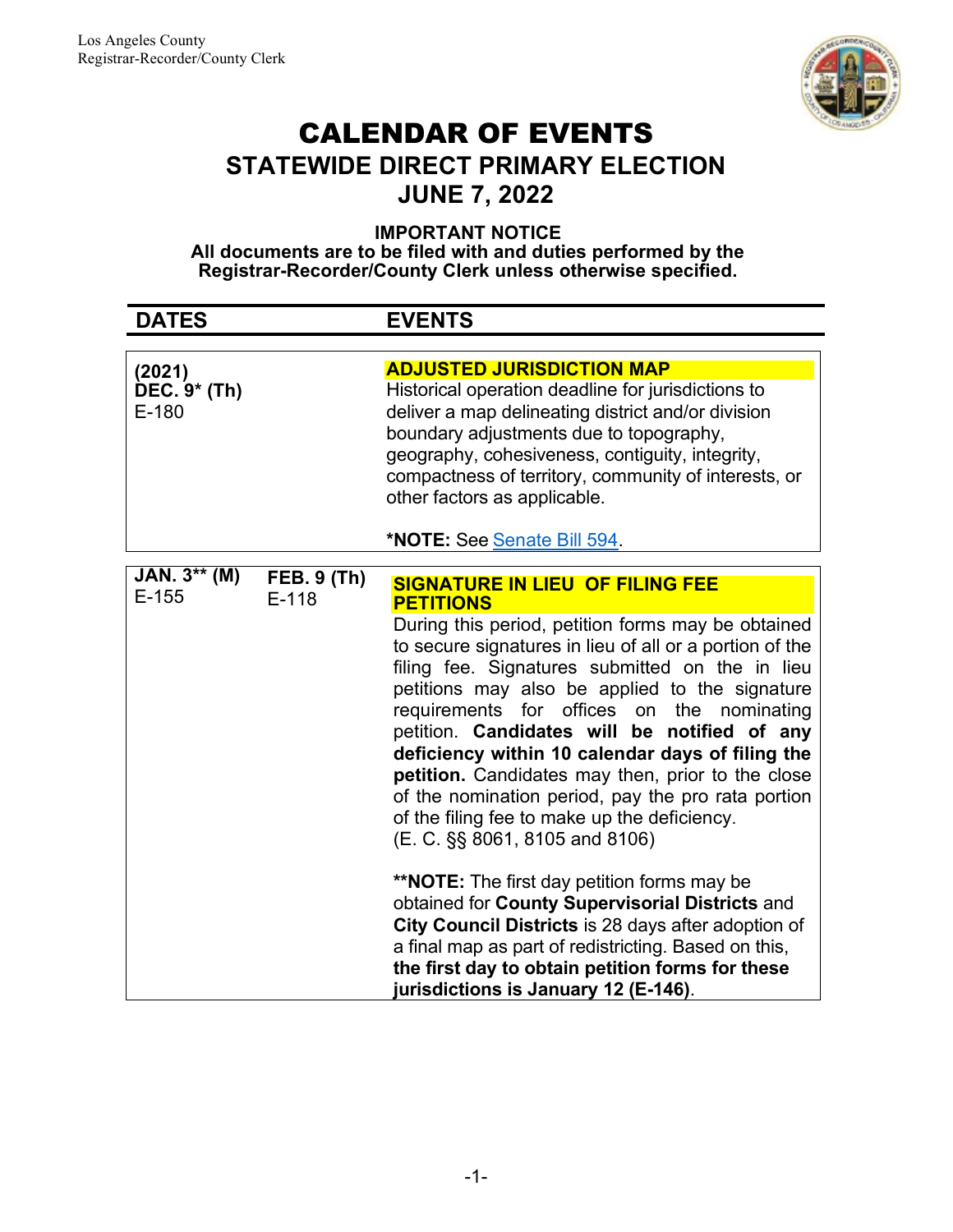Los Angeles County
Registrar-Recorder/County Clerk

# CALENDAR OF EVENTS
## STATEWIDE DIRECT PRIMARY ELECTION
## JUNE 7, 2022

**IMPORTANT NOTICE**
**All documents are to be filed with and duties performed by the Registrar-Recorder/County Clerk unless otherwise specified.**

| DATES | | EVENTS |
|---|---|---|
| **(2021)** **DEC. 9* (Th)** E-180 | | **ADJUSTED JURISDICTION MAP** Historical operation deadline for jurisdictions to deliver a map delineating district and/or division boundary adjustments due to topography, geography, cohesiveness, contiguity, integrity, compactness of territory, community of interests, or other factors as applicable. <br><br> ***NOTE:** See Senate Bill 594. |
| **JAN. 3** (M)** E-155 | **FEB. 9 (Th)** E-118 | **SIGNATURE IN LIEU OF FILING FEE PETITIONS** During this period, petition forms may be obtained to secure signatures in lieu of all or a portion of the filing fee. Signatures submitted on the in lieu petitions may also be applied to the signature requirements for offices on the nominating petition. **Candidates will be notified of any deficiency within 10 calendar days of filing the petition.** Candidates may then, prior to the close of the nomination period, pay the pro rata portion of the filing fee to make up the deficiency. (E. C. §§ 8061, 8105 and 8106) <br><br> ****NOTE:** The first day petition forms may be obtained for **County Supervisorial Districts** and **City Council Districts** is 28 days after adoption of a final map as part of redistricting. Based on this, **the first day to obtain petition forms for these jurisdictions is January 12 (E-146)**. |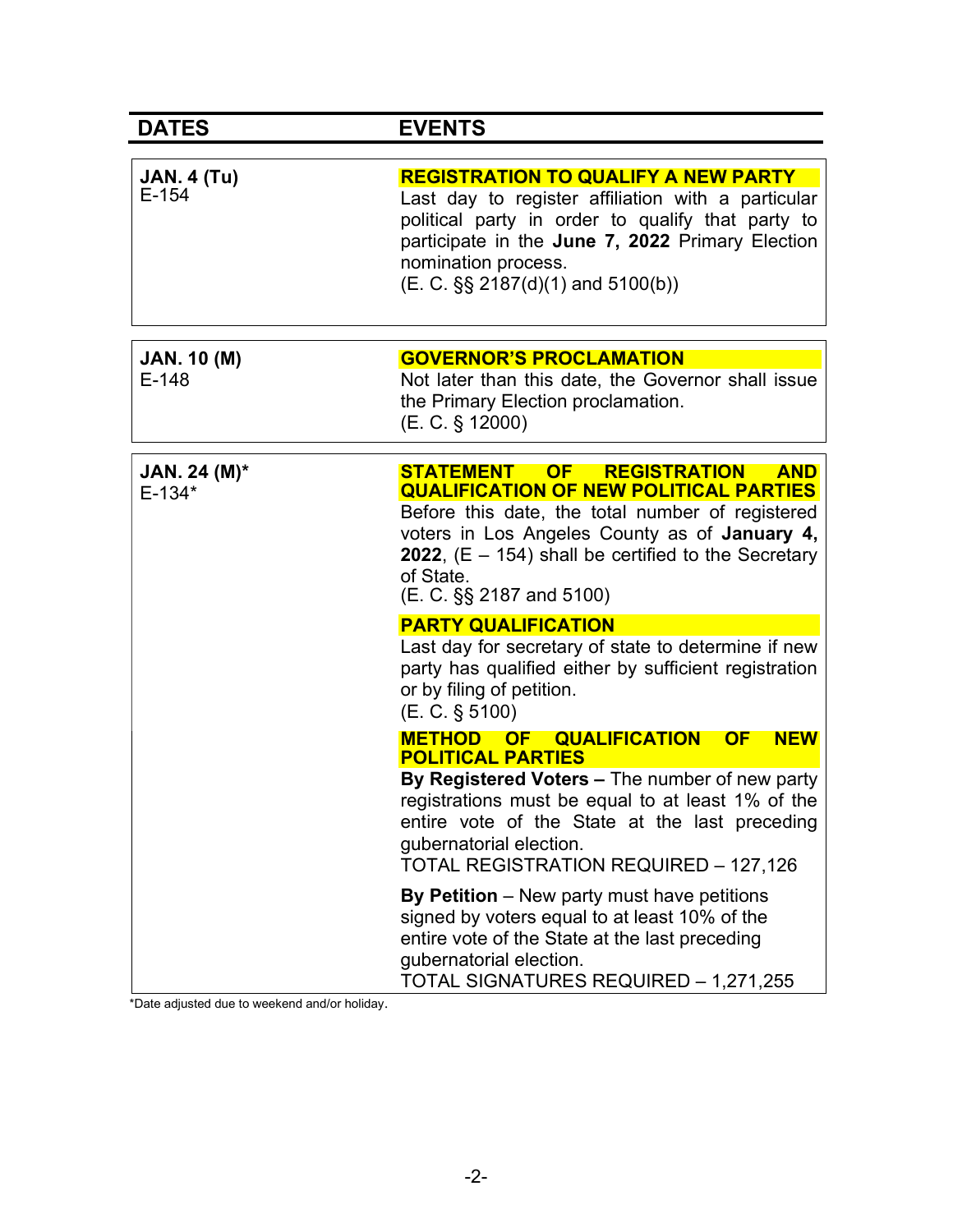| DATES | EVENTS |
|---|---|
| **JAN. 4 (Tu)**<br>E-154 | **REGISTRATION TO QUALIFY A NEW PARTY**<br>Last day to register affiliation with a particular political party in order to qualify that party to participate in the **June 7, 2022** Primary Election nomination process.<br>(E. C. §§ 2187(d)(1) and 5100(b)) |
| **JAN. 10 (M)**<br>E-148 | **GOVERNOR'S PROCLAMATION**<br>Not later than this date, the Governor shall issue the Primary Election proclamation.<br>(E. C. § 12000) |
| **JAN. 24 (M)***<br>E-134* | **STATEMENT OF REGISTRATION AND QUALIFICATION OF NEW POLITICAL PARTIES**<br>Before this date, the total number of registered voters in Los Angeles County as of **January 4, 2022**, (E – 154) shall be certified to the Secretary of State.<br>(E. C. §§ 2187 and 5100)<br><br>**PARTY QUALIFICATION**<br>Last day for secretary of state to determine if new party has qualified either by sufficient registration or by filing of petition.<br>(E. C. § 5100)<br><br>**METHOD OF QUALIFICATION OF NEW POLITICAL PARTIES**<br>**By Registered Voters –** The number of new party registrations must be equal to at least 1% of the entire vote of the State at the last preceding gubernatorial election.<br>TOTAL REGISTRATION REQUIRED – 127,126<br><br>**By Petition** – New party must have petitions signed by voters equal to at least 10% of the entire vote of the State at the last preceding gubernatorial election.<br>TOTAL SIGNATURES REQUIRED – 1,271,255 |

*Date adjusted due to weekend and/or holiday.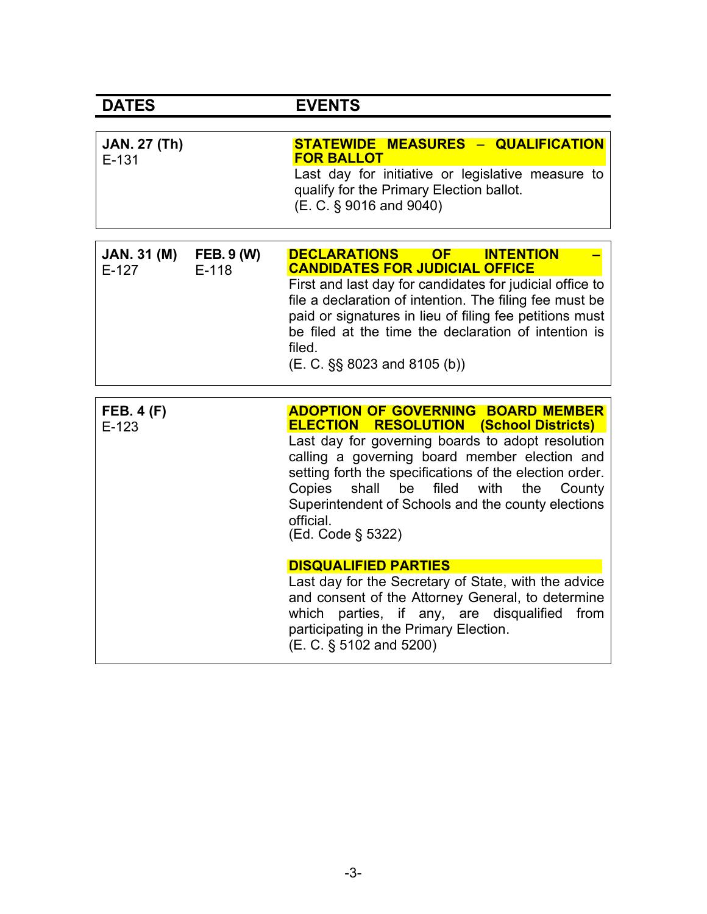| DATES | | EVENTS |
| --- | --- | --- |
| **JAN. 27 (Th)**<br>E-131 | | **STATEWIDE MEASURES – QUALIFICATION FOR BALLOT**<br>Last day for initiative or legislative measure to qualify for the Primary Election ballot.<br>(E. C. § 9016 and 9040) |
| **JAN. 31 (M)**<br>E-127 | **FEB. 9 (W)**<br>E-118 | **DECLARATIONS OF INTENTION – CANDIDATES FOR JUDICIAL OFFICE**<br>First and last day for candidates for judicial office to file a declaration of intention. The filing fee must be paid or signatures in lieu of filing fee petitions must be filed at the time the declaration of intention is filed.<br>(E. C. §§ 8023 and 8105 (b)) |
| **FEB. 4 (F)**<br>E-123 | | **ADOPTION OF GOVERNING BOARD MEMBER ELECTION RESOLUTION (School Districts)**<br>Last day for governing boards to adopt resolution calling a governing board member election and setting forth the specifications of the election order. Copies shall be filed with the County Superintendent of Schools and the county elections official.<br>(Ed. Code § 5322)<br><br>**DISQUALIFIED PARTIES**<br>Last day for the Secretary of State, with the advice and consent of the Attorney General, to determine which parties, if any, are disqualified from participating in the Primary Election.<br>(E. C. § 5102 and 5200) |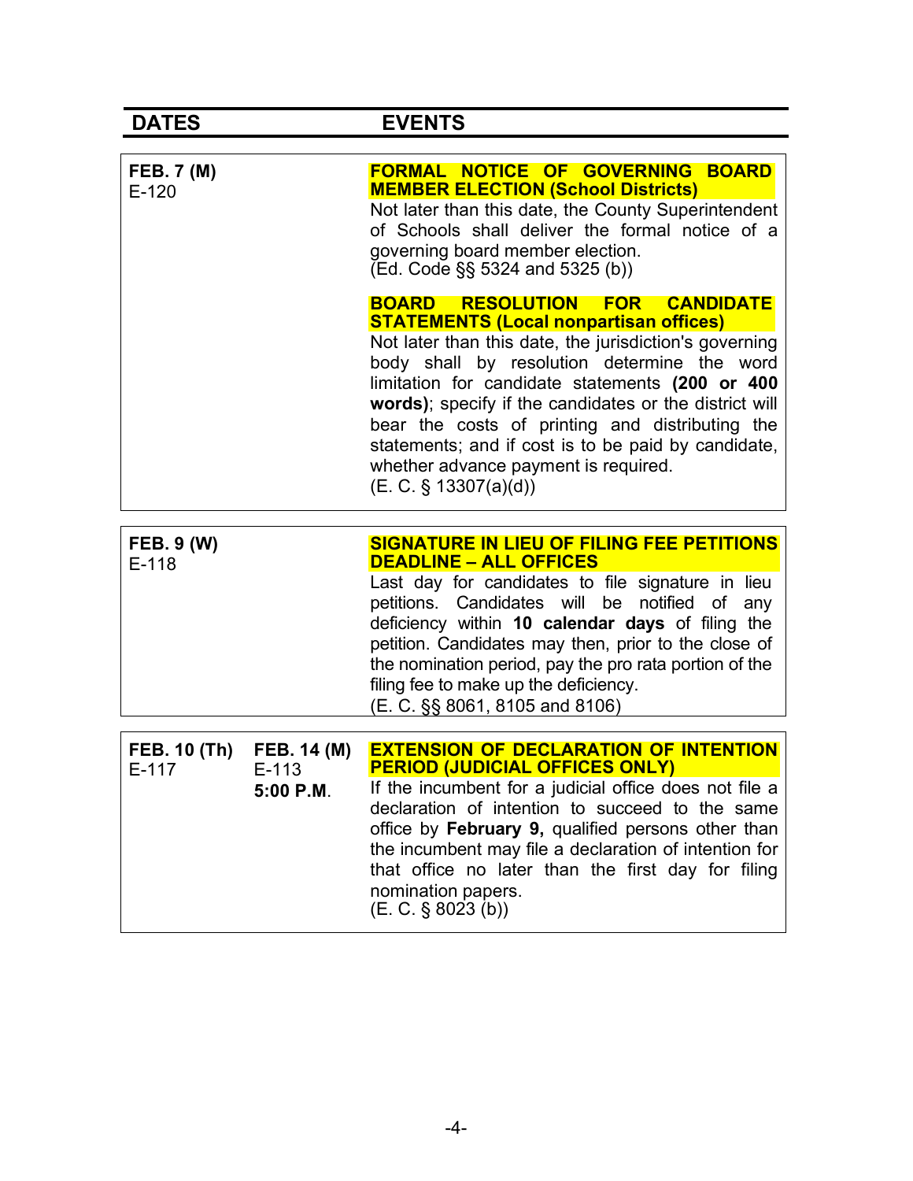| DATES | | EVENTS |
|---|---|---|
| **FEB. 7 (M)**<br>E-120 | | **FORMAL NOTICE OF GOVERNING BOARD MEMBER ELECTION (School Districts)**<br>Not later than this date, the County Superintendent of Schools shall deliver the formal notice of a governing board member election.<br>(Ed. Code §§ 5324 and 5325 (b))<br><br>**BOARD RESOLUTION FOR CANDIDATE STATEMENTS (Local nonpartisan offices)**<br>Not later than this date, the jurisdiction's governing body shall by resolution determine the word limitation for candidate statements **(200 or 400 words)**; specify if the candidates or the district will bear the costs of printing and distributing the statements; and if cost is to be paid by candidate, whether advance payment is required.<br>(E. C. § 13307(a)(d)) |
| **FEB. 9 (W)**<br>E-118 | | **SIGNATURE IN LIEU OF FILING FEE PETITIONS DEADLINE – ALL OFFICES**<br>Last day for candidates to file signature in lieu petitions. Candidates will be notified of any deficiency within **10 calendar days** of filing the petition. Candidates may then, prior to the close of the nomination period, pay the pro rata portion of the filing fee to make up the deficiency.<br>(E. C. §§ 8061, 8105 and 8106) |
| **FEB. 10 (Th)**<br>E-117 | **FEB. 14 (M)**<br>E-113<br>**5:00 P.M.** | **EXTENSION OF DECLARATION OF INTENTION PERIOD (JUDICIAL OFFICES ONLY)**<br>If the incumbent for a judicial office does not file a declaration of intention to succeed to the same office by **February 9,** qualified persons other than the incumbent may file a declaration of intention for that office no later than the first day for filing nomination papers.<br>(E. C. § 8023 (b)) |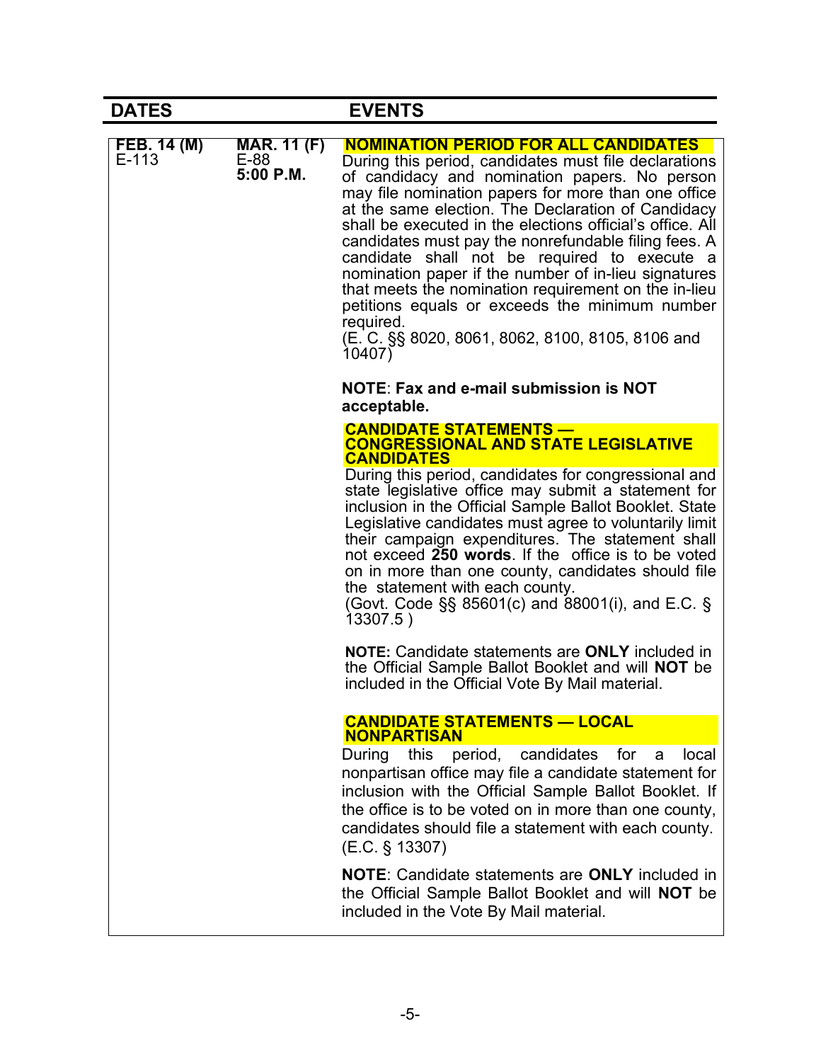| DATES | | EVENTS |
|---|---|---|
| **FEB. 14 (M)** E-113 | **MAR. 11 (F)** E-88 **5:00 P.M.** | **NOMINATION PERIOD FOR ALL CANDIDATES** During this period, candidates must file declarations of candidacy and nomination papers. No person may file nomination papers for more than one office at the same election. The Declaration of Candidacy shall be executed in the elections official's office. All candidates must pay the nonrefundable filing fees. A candidate shall not be required to execute a nomination paper if the number of in-lieu signatures that meets the nomination requirement on the in-lieu petitions equals or exceeds the minimum number required. (E. C. §§ 8020, 8061, 8062, 8100, 8105, 8106 and 10407) **NOTE**: **Fax and e-mail submission is NOT acceptable.** |
| | | **CANDIDATE STATEMENTS — CONGRESSIONAL AND STATE LEGISLATIVE CANDIDATES** During this period, candidates for congressional and state legislative office may submit a statement for inclusion in the Official Sample Ballot Booklet. State Legislative candidates must agree to voluntarily limit their campaign expenditures. The statement shall not exceed **250 words**. If the office is to be voted on in more than one county, candidates should file the statement with each county. (Govt. Code §§ 85601(c) and 88001(i), and E.C. § 13307.5 ) **NOTE:** Candidate statements are **ONLY** included in the Official Sample Ballot Booklet and will **NOT** be included in the Official Vote By Mail material. |
| | | **CANDIDATE STATEMENTS — LOCAL NONPARTISAN** During this period, candidates for a local nonpartisan office may file a candidate statement for inclusion with the Official Sample Ballot Booklet. If the office is to be voted on in more than one county, candidates should file a statement with each county. (E.C. § 13307) **NOTE**: Candidate statements are **ONLY** included in the Official Sample Ballot Booklet and will **NOT** be included in the Vote By Mail material. |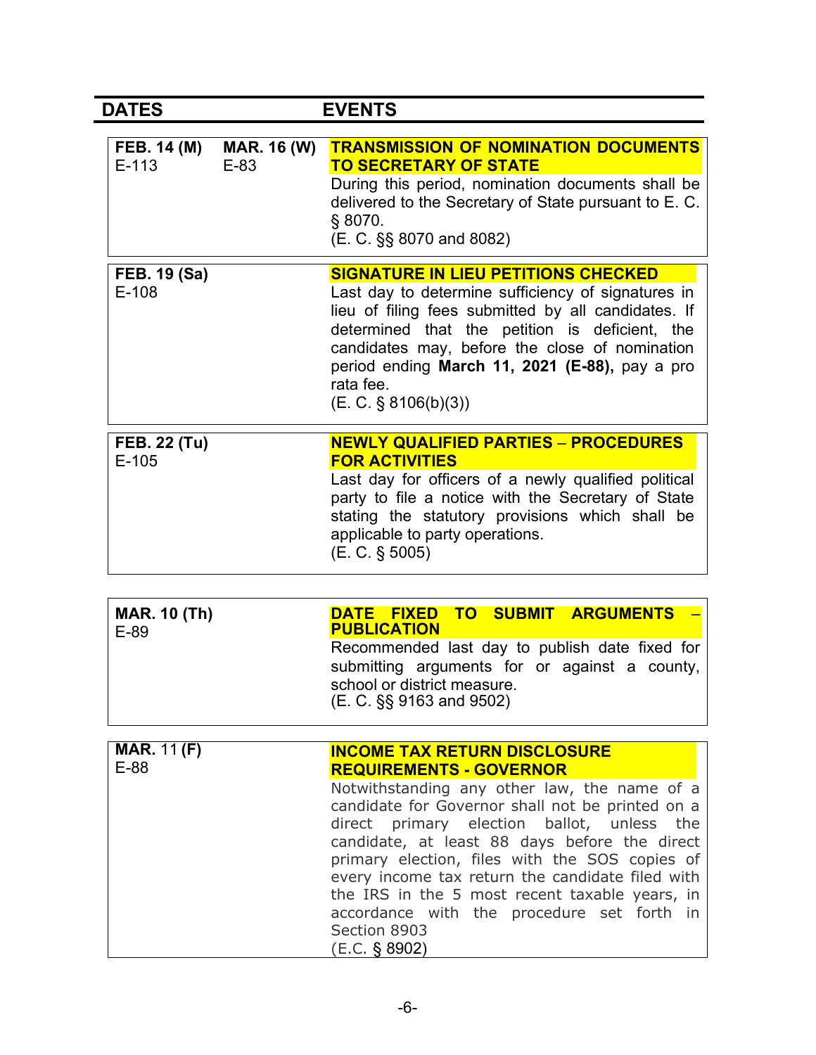| DATES | | EVENTS |
|---|---|---|
| **FEB. 14 (M)** E-113 | **MAR. 16 (W)** E-83 | **TRANSMISSION OF NOMINATION DOCUMENTS TO SECRETARY OF STATE** During this period, nomination documents shall be delivered to the Secretary of State pursuant to E. C. § 8070. (E. C. §§ 8070 and 8082) |
| **FEB. 19 (Sa)** E-108 | | **SIGNATURE IN LIEU PETITIONS CHECKED** Last day to determine sufficiency of signatures in lieu of filing fees submitted by all candidates. If determined that the petition is deficient, the candidates may, before the close of nomination period ending **March 11, 2021 (E-88),** pay a pro rata fee. (E. C. § 8106(b)(3)) |
| **FEB. 22 (Tu)** E-105 | | **NEWLY QUALIFIED PARTIES – PROCEDURES FOR ACTIVITIES** Last day for officers of a newly qualified political party to file a notice with the Secretary of State stating the statutory provisions which shall be applicable to party operations. (E. C. § 5005) |
| **MAR. 10 (Th)** E-89 | | **DATE FIXED TO SUBMIT ARGUMENTS – PUBLICATION** Recommended last day to publish date fixed for submitting arguments for or against a county, school or district measure. (E. C. §§ 9163 and 9502) |
| **MAR.** 11 **(F)** E-88 | | **INCOME TAX RETURN DISCLOSURE REQUIREMENTS - GOVERNOR** Notwithstanding any other law, the name of a candidate for Governor shall not be printed on a direct primary election ballot, unless the candidate, at least 88 days before the direct primary election, files with the SOS copies of every income tax return the candidate filed with the IRS in the 5 most recent taxable years, in accordance with the procedure set forth in Section 8903 (E.C. § 8902) |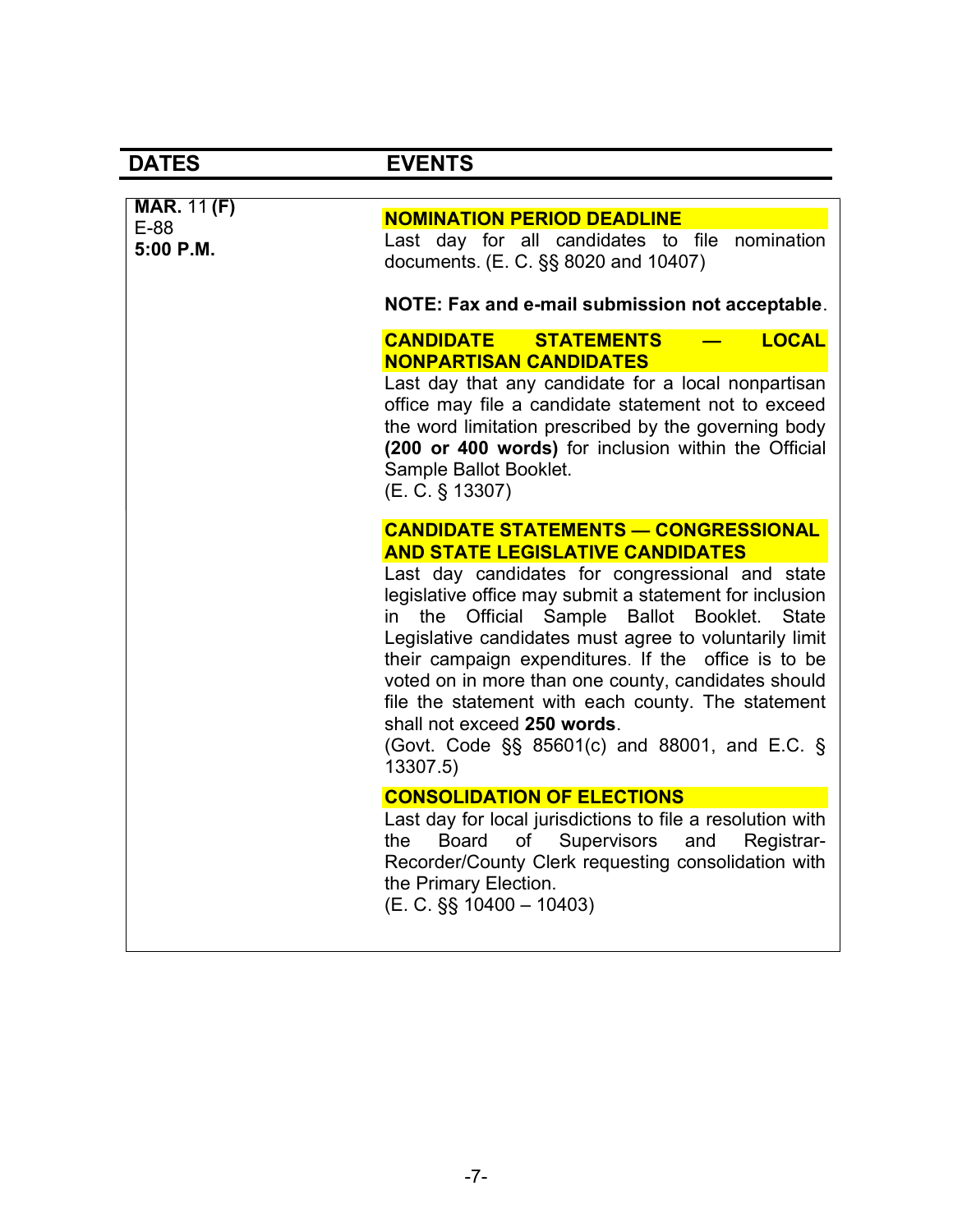| DATES | EVENTS |
|---|---|
| **MAR.** 11 **(F)**<br>E-88<br>**5:00 P.M.** | **NOMINATION PERIOD DEADLINE**<br>Last day for all candidates to file nomination documents. (E. C. §§ 8020 and 10407)<br><br>**NOTE: Fax and e-mail submission not acceptable**.<br><br>**CANDIDATE STATEMENTS — LOCAL NONPARTISAN CANDIDATES**<br>Last day that any candidate for a local nonpartisan office may file a candidate statement not to exceed the word limitation prescribed by the governing body **(200 or 400 words)** for inclusion within the Official Sample Ballot Booklet.<br>(E. C. § 13307)<br><br>**CANDIDATE STATEMENTS — CONGRESSIONAL AND STATE LEGISLATIVE CANDIDATES**<br>Last day candidates for congressional and state legislative office may submit a statement for inclusion in the Official Sample Ballot Booklet. State Legislative candidates must agree to voluntarily limit their campaign expenditures. If the office is to be voted on in more than one county, candidates should file the statement with each county. The statement shall not exceed **250 words**.<br>(Govt. Code §§ 85601(c) and 88001, and E.C. § 13307.5)<br><br>**CONSOLIDATION OF ELECTIONS**<br>Last day for local jurisdictions to file a resolution with the Board of Supervisors and Registrar-Recorder/County Clerk requesting consolidation with the Primary Election.<br>(E. C. §§ 10400 – 10403) |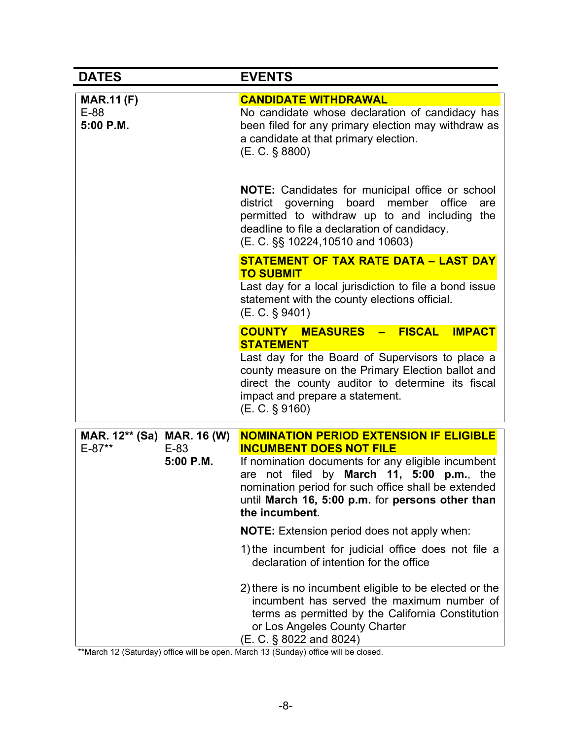| DATES | EVENTS |
|---|---|
| **MAR.11 (F)**<br>E-88<br>**5:00 P.M.** | **CANDIDATE WITHDRAWAL**<br>No candidate whose declaration of candidacy has been filed for any primary election may withdraw as a candidate at that primary election.<br>(E. C. § 8800)<br><br>**NOTE:** Candidates for municipal office or school district governing board member office are permitted to withdraw up to and including the deadline to file a declaration of candidacy.<br>(E. C. §§ 10224,10510 and 10603)<br><br>**STATEMENT OF TAX RATE DATA – LAST DAY TO SUBMIT**<br>Last day for a local jurisdiction to file a bond issue statement with the county elections official.<br>(E. C. § 9401)<br><br>**COUNTY MEASURES – FISCAL IMPACT STATEMENT**<br>Last day for the Board of Supervisors to place a county measure on the Primary Election ballot and direct the county auditor to determine its fiscal impact and prepare a statement.<br>(E. C. § 9160) |
| **MAR. 12\*\* (Sa)**<br>E-87\*\*<br><br>**MAR. 16 (W)**<br>E-83<br>**5:00 P.M.** | **NOMINATION PERIOD EXTENSION IF ELIGIBLE INCUMBENT DOES NOT FILE**<br>If nomination documents for any eligible incumbent are not filed by **March 11, 5:00 p.m.**, the nomination period for such office shall be extended until **March 16, 5:00 p.m.** for **persons other than the incumbent.**<br><br>**NOTE:** Extension period does not apply when:<br>1) the incumbent for judicial office does not file a declaration of intention for the office<br>2) there is no incumbent eligible to be elected or the incumbent has served the maximum number of terms as permitted by the California Constitution or Los Angeles County Charter<br>(E. C. § 8022 and 8024) |

**March 12 (Saturday) office will be open. March 13 (Sunday) office will be closed.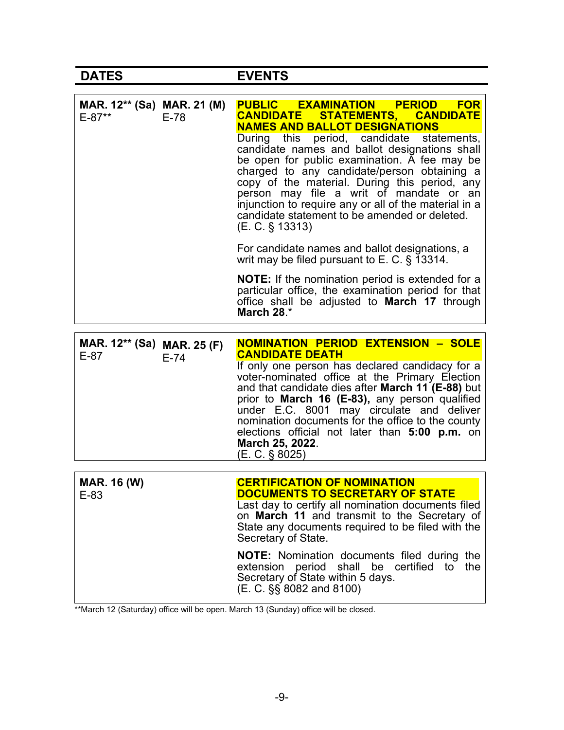| DATES | | EVENTS |
|---|---|---|
| **MAR. 12\*\* (Sa)** E-87\*\* | **MAR. 21 (M)** E-78 | **PUBLIC EXAMINATION PERIOD FOR CANDIDATE STATEMENTS, CANDIDATE NAMES AND BALLOT DESIGNATIONS**<br>During this period, candidate statements, candidate names and ballot designations shall be open for public examination. A fee may be charged to any candidate/person obtaining a copy of the material. During this period, any person may file a writ of mandate or an injunction to require any or all of the material in a candidate statement to be amended or deleted. (E. C. § 13313)<br><br>For candidate names and ballot designations, a writ may be filed pursuant to E. C. § 13314.<br><br>**NOTE:** If the nomination period is extended for a particular office, the examination period for that office shall be adjusted to **March 17** through **March 28**.* |
| **MAR. 12\*\* (Sa)** E-87 | **MAR. 25 (F)** E-74 | **NOMINATION PERIOD EXTENSION – SOLE CANDIDATE DEATH**<br>If only one person has declared candidacy for a voter-nominated office at the Primary Election and that candidate dies after **March 11 (E-88)** but prior to **March 16 (E-83),** any person qualified under E.C. 8001 may circulate and deliver nomination documents for the office to the county elections official not later than **5:00 p.m.** on **March 25, 2022**.<br>(E. C. § 8025) |
| **MAR. 16 (W)** E-83 | | **CERTIFICATION OF NOMINATION DOCUMENTS TO SECRETARY OF STATE**<br>Last day to certify all nomination documents filed on **March 11** and transmit to the Secretary of State any documents required to be filed with the Secretary of State.<br><br>**NOTE:** Nomination documents filed during the extension period shall be certified to the Secretary of State within 5 days.<br>(E. C. §§ 8082 and 8100) |

**March 12 (Saturday) office will be open. March 13 (Sunday) office will be closed.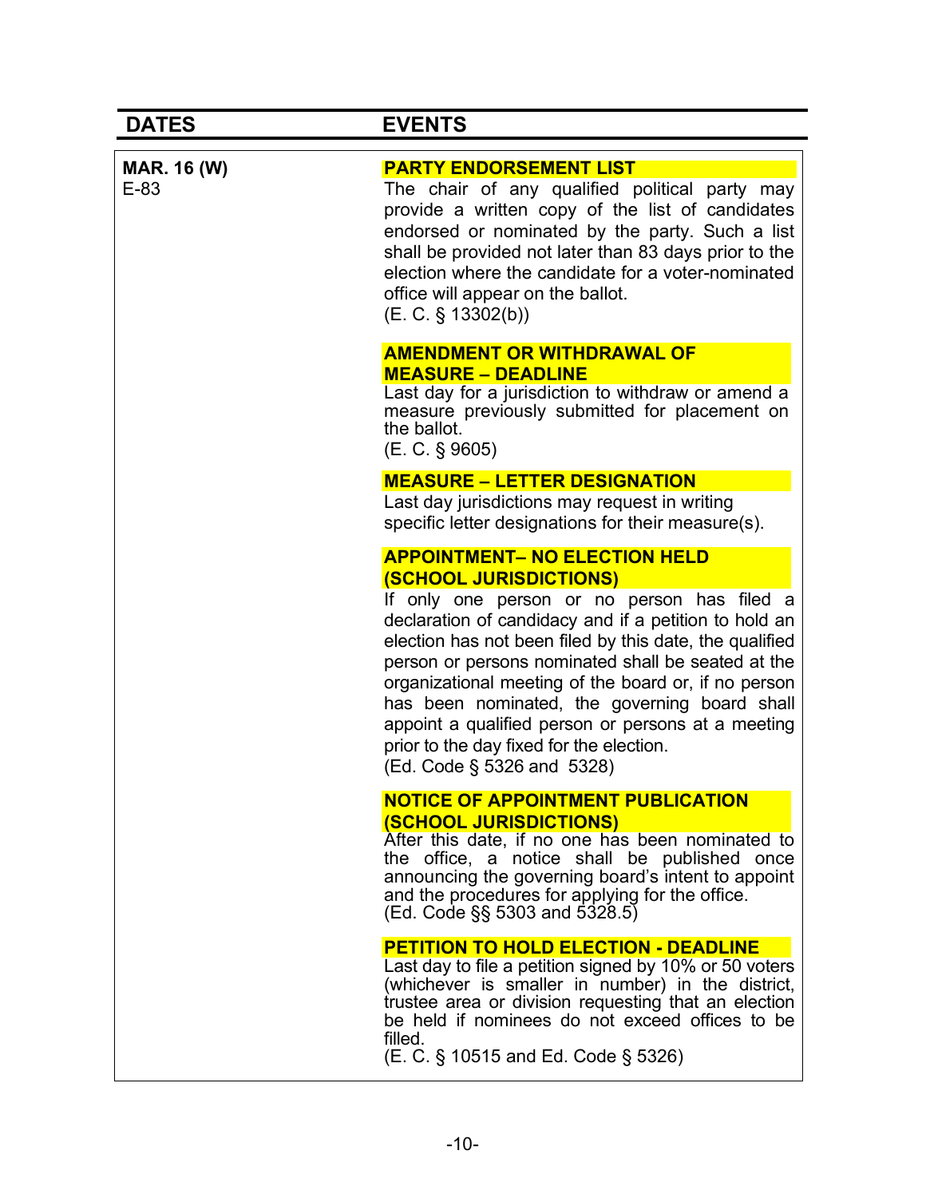| DATES | EVENTS |
|---|---|
| **MAR. 16 (W)**<br>E-83 | **PARTY ENDORSEMENT LIST**<br>The chair of any qualified political party may provide a written copy of the list of candidates endorsed or nominated by the party. Such a list shall be provided not later than 83 days prior to the election where the candidate for a voter-nominated office will appear on the ballot.<br>(E. C. § 13302(b))<br><br>**AMENDMENT OR WITHDRAWAL OF MEASURE – DEADLINE**<br>Last day for a jurisdiction to withdraw or amend a measure previously submitted for placement on the ballot.<br>(E. C. § 9605)<br><br>**MEASURE – LETTER DESIGNATION**<br>Last day jurisdictions may request in writing specific letter designations for their measure(s).<br><br>**APPOINTMENT– NO ELECTION HELD (SCHOOL JURISDICTIONS)**<br>If only one person or no person has filed a declaration of candidacy and if a petition to hold an election has not been filed by this date, the qualified person or persons nominated shall be seated at the organizational meeting of the board or, if no person has been nominated, the governing board shall appoint a qualified person or persons at a meeting prior to the day fixed for the election.<br>(Ed. Code § 5326 and 5328)<br><br>**NOTICE OF APPOINTMENT PUBLICATION (SCHOOL JURISDICTIONS)**<br>After this date, if no one has been nominated to the office, a notice shall be published once announcing the governing board's intent to appoint and the procedures for applying for the office.<br>(Ed. Code §§ 5303 and 5328.5)<br><br>**PETITION TO HOLD ELECTION - DEADLINE**<br>Last day to file a petition signed by 10% or 50 voters (whichever is smaller in number) in the district, trustee area or division requesting that an election be held if nominees do not exceed offices to be filled.<br>(E. C. § 10515 and Ed. Code § 5326) |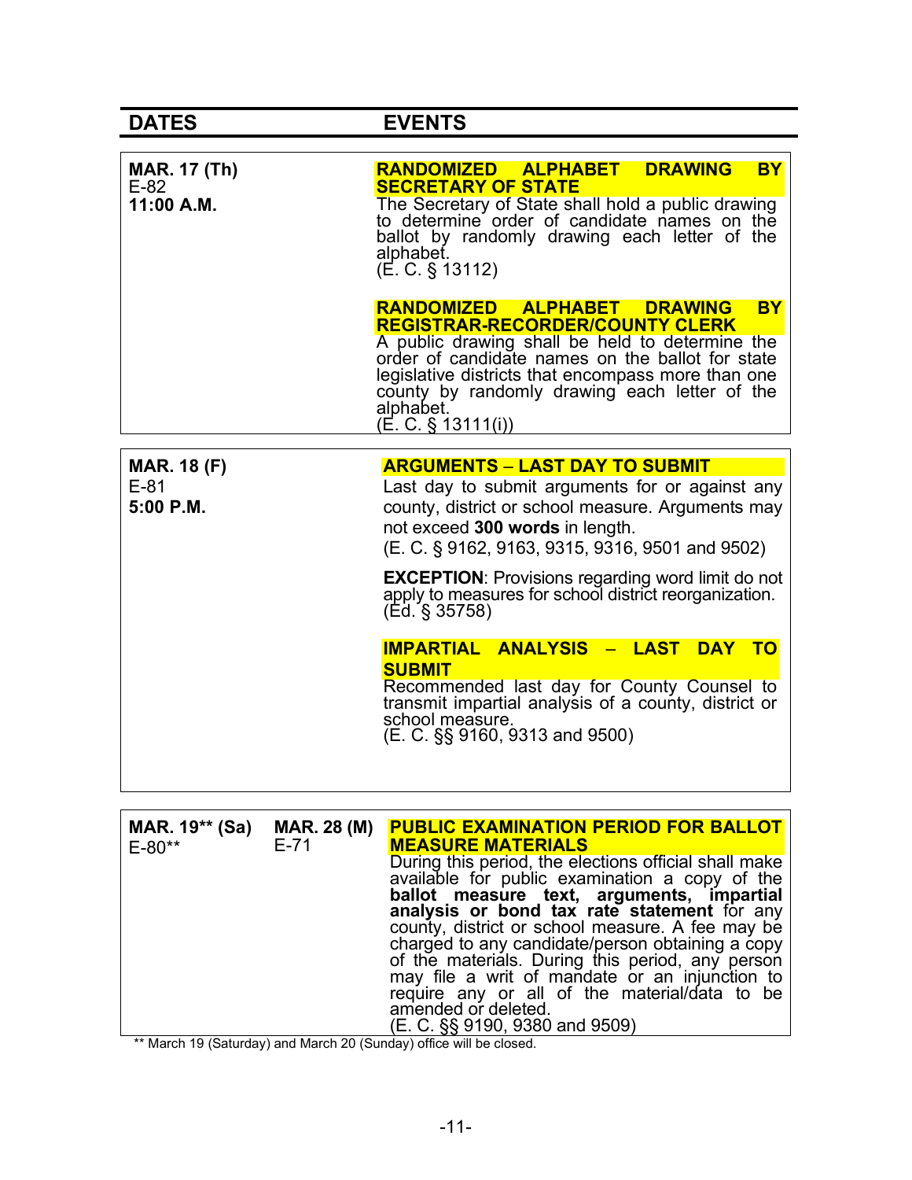| DATES | EVENTS |
|---|---|
| **MAR. 17 (Th)**<br>E-82<br>**11:00 A.M.** | **RANDOMIZED ALPHABET DRAWING BY SECRETARY OF STATE**<br>The Secretary of State shall hold a public drawing to determine order of candidate names on the ballot by randomly drawing each letter of the alphabet.<br>(E. C. § 13112)<br><br>**RANDOMIZED ALPHABET DRAWING BY REGISTRAR-RECORDER/COUNTY CLERK**<br>A public drawing shall be held to determine the order of candidate names on the ballot for state legislative districts that encompass more than one county by randomly drawing each letter of the alphabet.<br>(E. C. § 13111(i)) |
| **MAR. 18 (F)**<br>E-81<br>**5:00 P.M.** | **ARGUMENTS – LAST DAY TO SUBMIT**<br>Last day to submit arguments for or against any county, district or school measure. Arguments may not exceed **300 words** in length.<br>(E. C. § 9162, 9163, 9315, 9316, 9501 and 9502)<br><br>**EXCEPTION**: Provisions regarding word limit do not apply to measures for school district reorganization. (Ed. § 35758)<br><br>**IMPARTIAL ANALYSIS – LAST DAY TO SUBMIT**<br>Recommended last day for County Counsel to transmit impartial analysis of a county, district or school measure.<br>(E. C. §§ 9160, 9313 and 9500) |
| **MAR. 19\*\* (Sa)**<br>E-80\*\*<br>**MAR. 28 (M)**<br>E-71 | **PUBLIC EXAMINATION PERIOD FOR BALLOT MEASURE MATERIALS**<br>During this period, the elections official shall make available for public examination a copy of the **ballot measure text, arguments, impartial analysis or bond tax rate statement** for any county, district or school measure. A fee may be charged to any candidate/person obtaining a copy of the materials. During this period, any person may file a writ of mandate or an injunction to require any or all of the material/data to be amended or deleted.<br>(E. C. §§ 9190, 9380 and 9509) |

\*\* March 19 (Saturday) and March 20 (Sunday) office will be closed.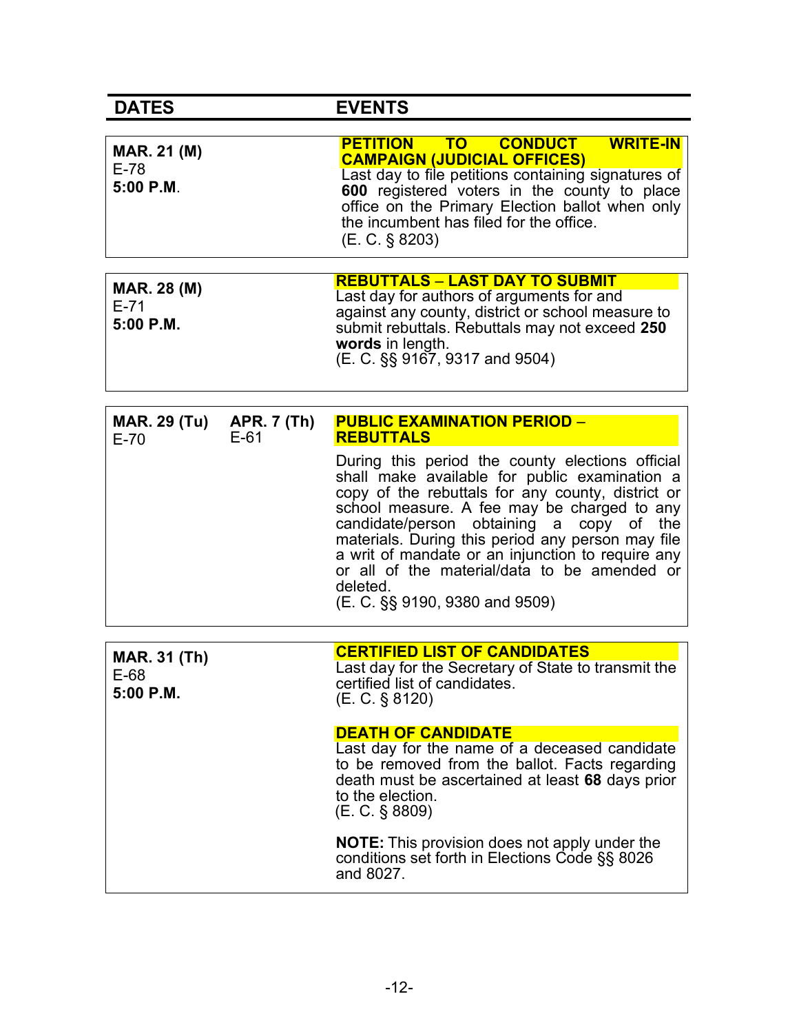| DATES | | EVENTS |
|---|---|---|
| **MAR. 21 (M)** E-78 **5:00 P.M.** | | **PETITION TO CONDUCT WRITE-IN CAMPAIGN (JUDICIAL OFFICES)** Last day to file petitions containing signatures of **600** registered voters in the county to place office on the Primary Election ballot when only the incumbent has filed for the office. (E. C. § 8203) |
| **MAR. 28 (M)** E-71 **5:00 P.M.** | | **REBUTTALS – LAST DAY TO SUBMIT** Last day for authors of arguments for and against any county, district or school measure to submit rebuttals. Rebuttals may not exceed **250 words** in length. (E. C. §§ 9167, 9317 and 9504) |
| **MAR. 29 (Tu)** E-70 | **APR. 7 (Th)** E-61 | **PUBLIC EXAMINATION PERIOD – REBUTTALS** During this period the county elections official shall make available for public examination a copy of the rebuttals for any county, district or school measure. A fee may be charged to any candidate/person obtaining a copy of the materials. During this period any person may file a writ of mandate or an injunction to require any or all of the material/data to be amended or deleted. (E. C. §§ 9190, 9380 and 9509) |
| **MAR. 31 (Th)** E-68 **5:00 P.M.** | | **CERTIFIED LIST OF CANDIDATES** Last day for the Secretary of State to transmit the certified list of candidates. (E. C. § 8120) **DEATH OF CANDIDATE** Last day for the name of a deceased candidate to be removed from the ballot. Facts regarding death must be ascertained at least **68** days prior to the election. (E. C. § 8809) **NOTE:** This provision does not apply under the conditions set forth in Elections Code §§ 8026 and 8027. |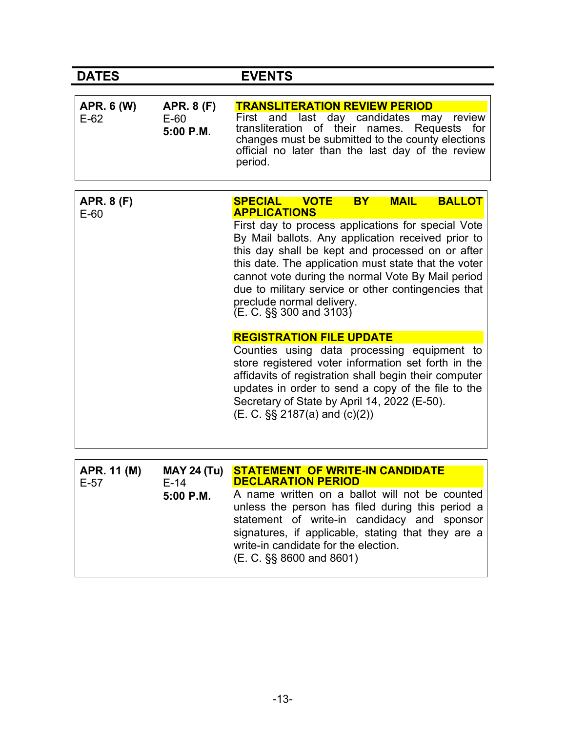| DATES | | EVENTS |
|---|---|---|
| **APR. 6 (W)**<br>E-62 | **APR. 8 (F)**<br>E-60<br>**5:00 P.M.** | **TRANSLITERATION REVIEW PERIOD**<br>First and last day candidates may review transliteration of their names. Requests for changes must be submitted to the county elections official no later than the last day of the review period. |
| **APR. 8 (F)**<br>E-60 | | **SPECIAL VOTE BY MAIL BALLOT APPLICATIONS**<br>First day to process applications for special Vote By Mail ballots. Any application received prior to this day shall be kept and processed on or after this date. The application must state that the voter cannot vote during the normal Vote By Mail period due to military service or other contingencies that preclude normal delivery.<br>(E. C. §§ 300 and 3103)<br><br>**REGISTRATION FILE UPDATE**<br>Counties using data processing equipment to store registered voter information set forth in the affidavits of registration shall begin their computer updates in order to send a copy of the file to the Secretary of State by April 14, 2022 (E-50).<br>(E. C. §§ 2187(a) and (c)(2)) |
| **APR. 11 (M)**<br>E-57 | **MAY 24 (Tu)**<br>E-14<br>**5:00 P.M.** | **STATEMENT OF WRITE-IN CANDIDATE DECLARATION PERIOD**<br>A name written on a ballot will not be counted unless the person has filed during this period a statement of write-in candidacy and sponsor signatures, if applicable, stating that they are a write-in candidate for the election.<br>(E. C. §§ 8600 and 8601) |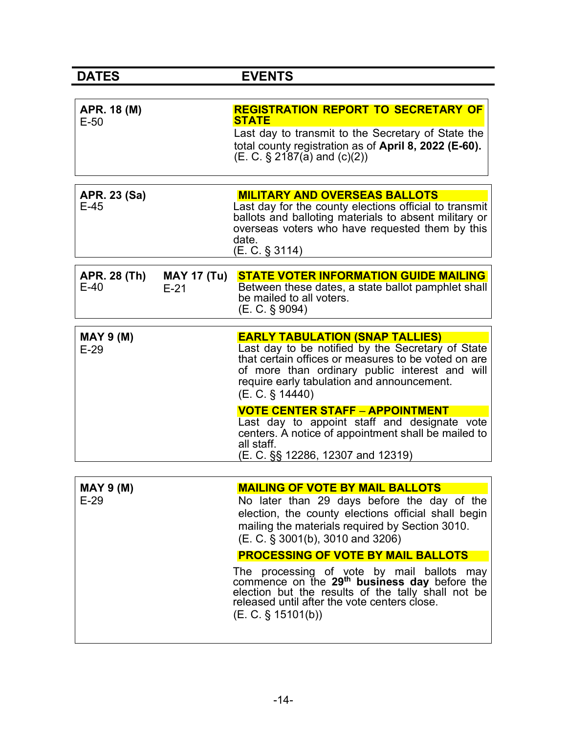| DATES | | EVENTS |
|---|---|---|
| **APR. 18 (M)** E-50 | | **REGISTRATION REPORT TO SECRETARY OF STATE** Last day to transmit to the Secretary of State the total county registration as of **April 8, 2022 (E-60).** (E. C. § 2187(a) and (c)(2)) |
| **APR. 23 (Sa)** E-45 | | **MILITARY AND OVERSEAS BALLOTS** Last day for the county elections official to transmit ballots and balloting materials to absent military or overseas voters who have requested them by this date. (E. C. § 3114) |
| **APR. 28 (Th)** E-40 | **MAY 17 (Tu)** E-21 | **STATE VOTER INFORMATION GUIDE MAILING** Between these dates, a state ballot pamphlet shall be mailed to all voters. (E. C. § 9094) |
| **MAY 9 (M)** E-29 | | **EARLY TABULATION (SNAP TALLIES)** Last day to be notified by the Secretary of State that certain offices or measures to be voted on are of more than ordinary public interest and will require early tabulation and announcement. (E. C. § 14440) <br><br> **VOTE CENTER STAFF – APPOINTMENT** Last day to appoint staff and designate vote centers. A notice of appointment shall be mailed to all staff. (E. C. §§ 12286, 12307 and 12319) |
| **MAY 9 (M)** E-29 | | **MAILING OF VOTE BY MAIL BALLOTS** No later than 29 days before the day of the election, the county elections official shall begin mailing the materials required by Section 3010. (E. C. § 3001(b), 3010 and 3206) <br><br> **PROCESSING OF VOTE BY MAIL BALLOTS** The processing of vote by mail ballots may commence on the **29th business day** before the election but the results of the tally shall not be released until after the vote centers close. (E. C. § 15101(b)) |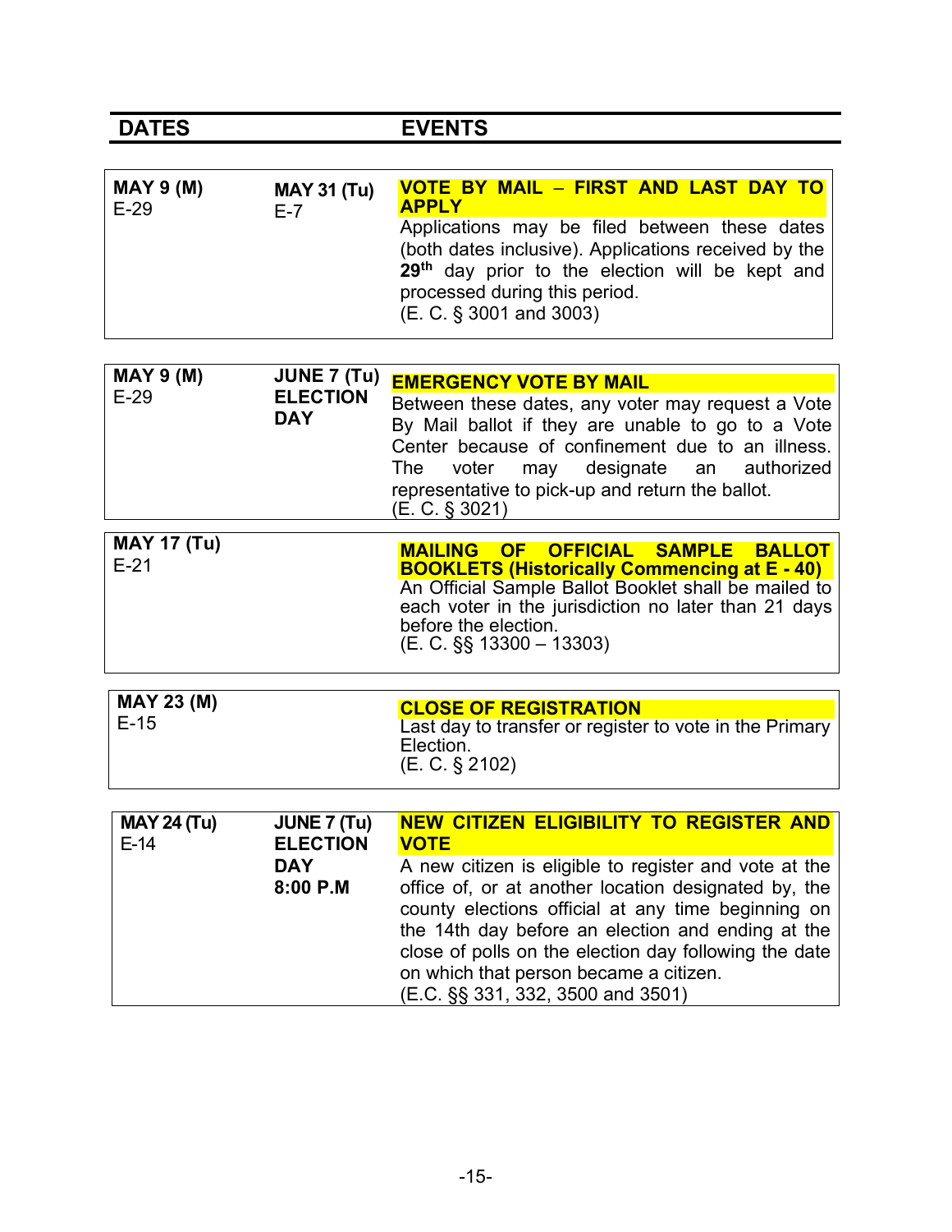| DATES | | EVENTS |
|---|---|---|
| **MAY 9 (M)**<br>E-29 | **MAY 31 (Tu)**<br>E-7 | **VOTE BY MAIL – FIRST AND LAST DAY TO APPLY**<br>Applications may be filed between these dates (both dates inclusive). Applications received by the **29th** day prior to the election will be kept and processed during this period.<br>(E. C. § 3001 and 3003) |
| **MAY 9 (M)**<br>E-29 | **JUNE 7 (Tu)**<br>**ELECTION DAY** | **EMERGENCY VOTE BY MAIL**<br>Between these dates, any voter may request a Vote By Mail ballot if they are unable to go to a Vote Center because of confinement due to an illness. The voter may designate an authorized representative to pick-up and return the ballot.<br>(E. C. § 3021) |
| **MAY 17 (Tu)**<br>E-21 | | **MAILING OF OFFICIAL SAMPLE BALLOT BOOKLETS (Historically Commencing at E - 40)**<br>An Official Sample Ballot Booklet shall be mailed to each voter in the jurisdiction no later than 21 days before the election.<br>(E. C. §§ 13300 – 13303) |
| **MAY 23 (M)**<br>E-15 | | **CLOSE OF REGISTRATION**<br>Last day to transfer or register to vote in the Primary Election.<br>(E. C. § 2102) |
| **MAY 24 (Tu)**<br>E-14 | **JUNE 7 (Tu)**<br>**ELECTION DAY**<br>**8:00 P.M** | **NEW CITIZEN ELIGIBILITY TO REGISTER AND VOTE**<br>A new citizen is eligible to register and vote at the office of, or at another location designated by, the county elections official at any time beginning on the 14th day before an election and ending at the close of polls on the election day following the date on which that person became a citizen.<br>(E.C. §§ 331, 332, 3500 and 3501) |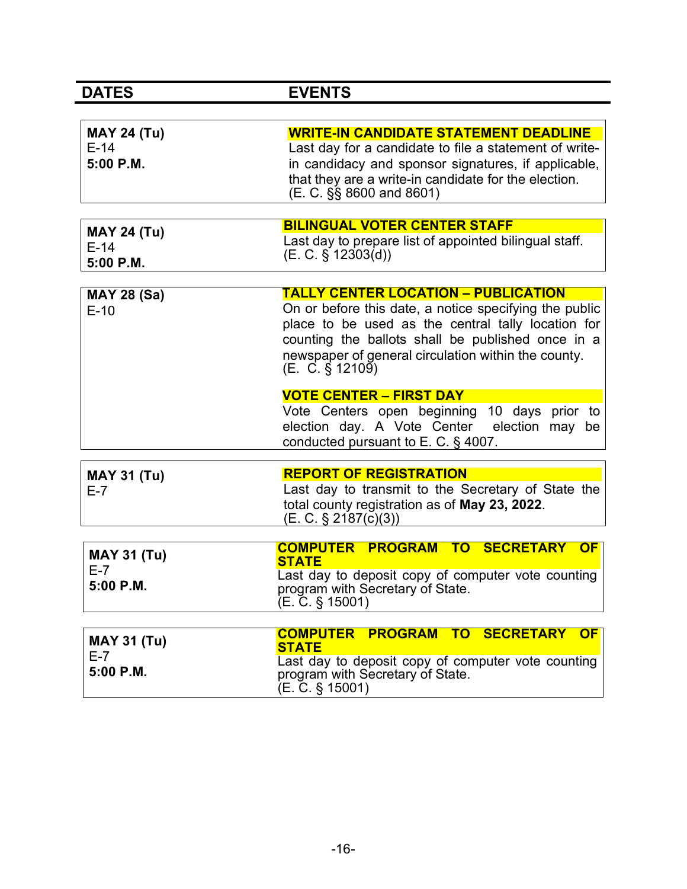| DATES | EVENTS |
|---|---|
| **MAY 24 (Tu)**<br>E-14<br>**5:00 P.M.** | **WRITE-IN CANDIDATE STATEMENT DEADLINE**<br>Last day for a candidate to file a statement of write-in candidacy and sponsor signatures, if applicable, that they are a write-in candidate for the election.<br>(E. C. §§ 8600 and 8601) |
| **MAY 24 (Tu)**<br>E-14<br>**5:00 P.M.** | **BILINGUAL VOTER CENTER STAFF**<br>Last day to prepare list of appointed bilingual staff.<br>(E. C. § 12303(d)) |
| **MAY 28 (Sa)**<br>E-10 | **TALLY CENTER LOCATION – PUBLICATION**<br>On or before this date, a notice specifying the public place to be used as the central tally location for counting the ballots shall be published once in a newspaper of general circulation within the county.<br>(E. C. § 12109)<br><br>**VOTE CENTER – FIRST DAY**<br>Vote Centers open beginning 10 days prior to election day. A Vote Center election may be conducted pursuant to E. C. § 4007. |
| **MAY 31 (Tu)**<br>E-7 | **REPORT OF REGISTRATION**<br>Last day to transmit to the Secretary of State the total county registration as of **May 23, 2022**.<br>(E. C. § 2187(c)(3)) |
| **MAY 31 (Tu)**<br>E-7<br>**5:00 P.M.** | **COMPUTER PROGRAM TO SECRETARY OF STATE**<br>Last day to deposit copy of computer vote counting program with Secretary of State.<br>(E. C. § 15001) |
| **MAY 31 (Tu)**<br>E-7<br>**5:00 P.M.** | **COMPUTER PROGRAM TO SECRETARY OF STATE**<br>Last day to deposit copy of computer vote counting program with Secretary of State.<br>(E. C. § 15001) |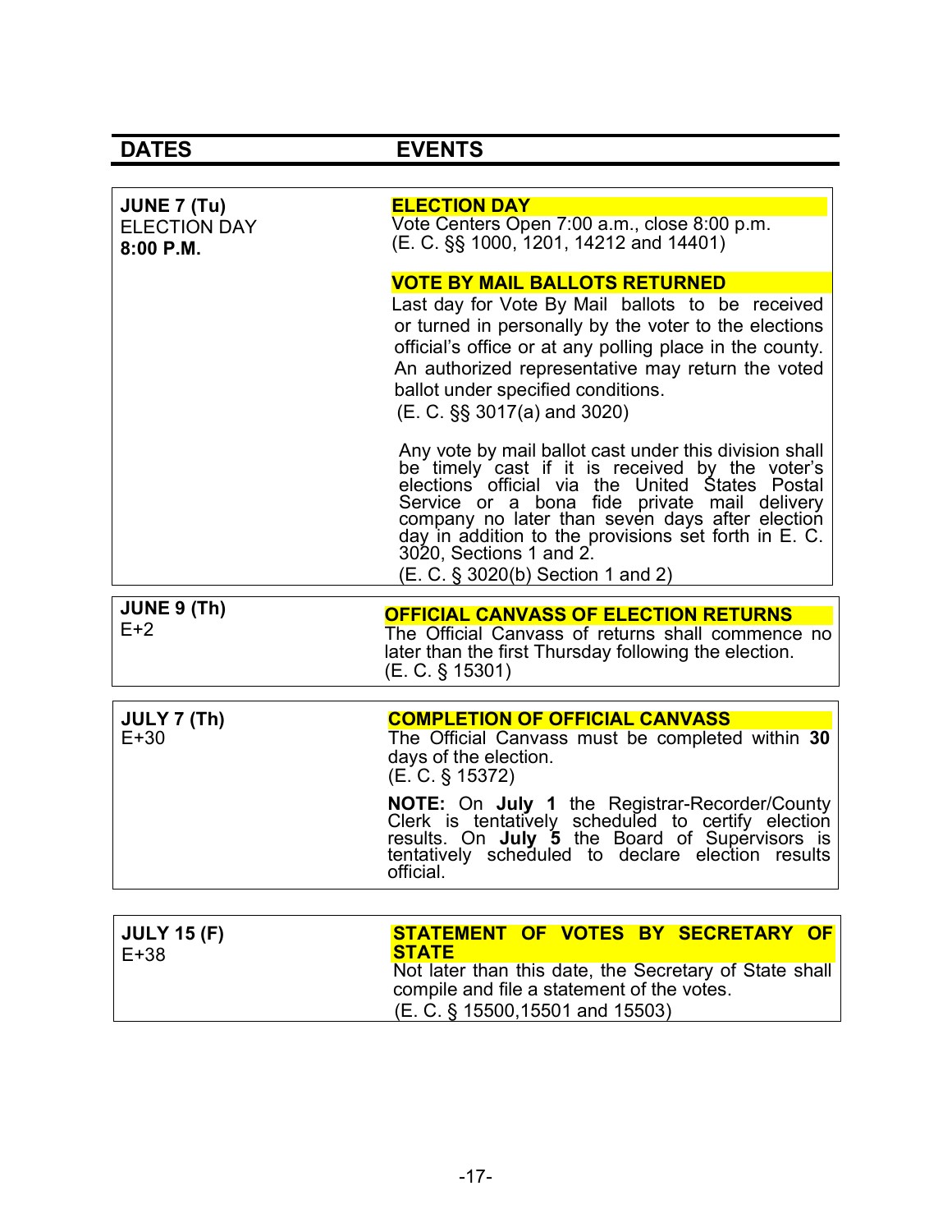| DATES | EVENTS |
| --- | --- |
| **JUNE 7 (Tu)**<br>ELECTION DAY<br>**8:00 P.M.** | **ELECTION DAY**<br>Vote Centers Open 7:00 a.m., close 8:00 p.m.<br>(E. C. §§ 1000, 1201, 14212 and 14401)<br><br>**VOTE BY MAIL BALLOTS RETURNED**<br>Last day for Vote By Mail ballots to be received or turned in personally by the voter to the elections official's office or at any polling place in the county. An authorized representative may return the voted ballot under specified conditions.<br>(E. C. §§ 3017(a) and 3020)<br><br>Any vote by mail ballot cast under this division shall be timely cast if it is received by the voter's elections official via the United States Postal Service or a bona fide private mail delivery company no later than seven days after election day in addition to the provisions set forth in E. C. 3020, Sections 1 and 2.<br>(E. C. § 3020(b) Section 1 and 2) |
| **JUNE 9 (Th)**<br>E+2 | **OFFICIAL CANVASS OF ELECTION RETURNS**<br>The Official Canvass of returns shall commence no later than the first Thursday following the election.<br>(E. C. § 15301) |
| **JULY 7 (Th)**<br>E+30 | **COMPLETION OF OFFICIAL CANVASS**<br>The Official Canvass must be completed within **30** days of the election.<br>(E. C. § 15372)<br><br>**NOTE:** On **July 1** the Registrar-Recorder/County Clerk is tentatively scheduled to certify election results. On **July 5** the Board of Supervisors is tentatively scheduled to declare election results official. |
| **JULY 15 (F)**<br>E+38 | **STATEMENT OF VOTES BY SECRETARY OF STATE**<br>Not later than this date, the Secretary of State shall compile and file a statement of the votes.<br>(E. C. § 15500,15501 and 15503) |